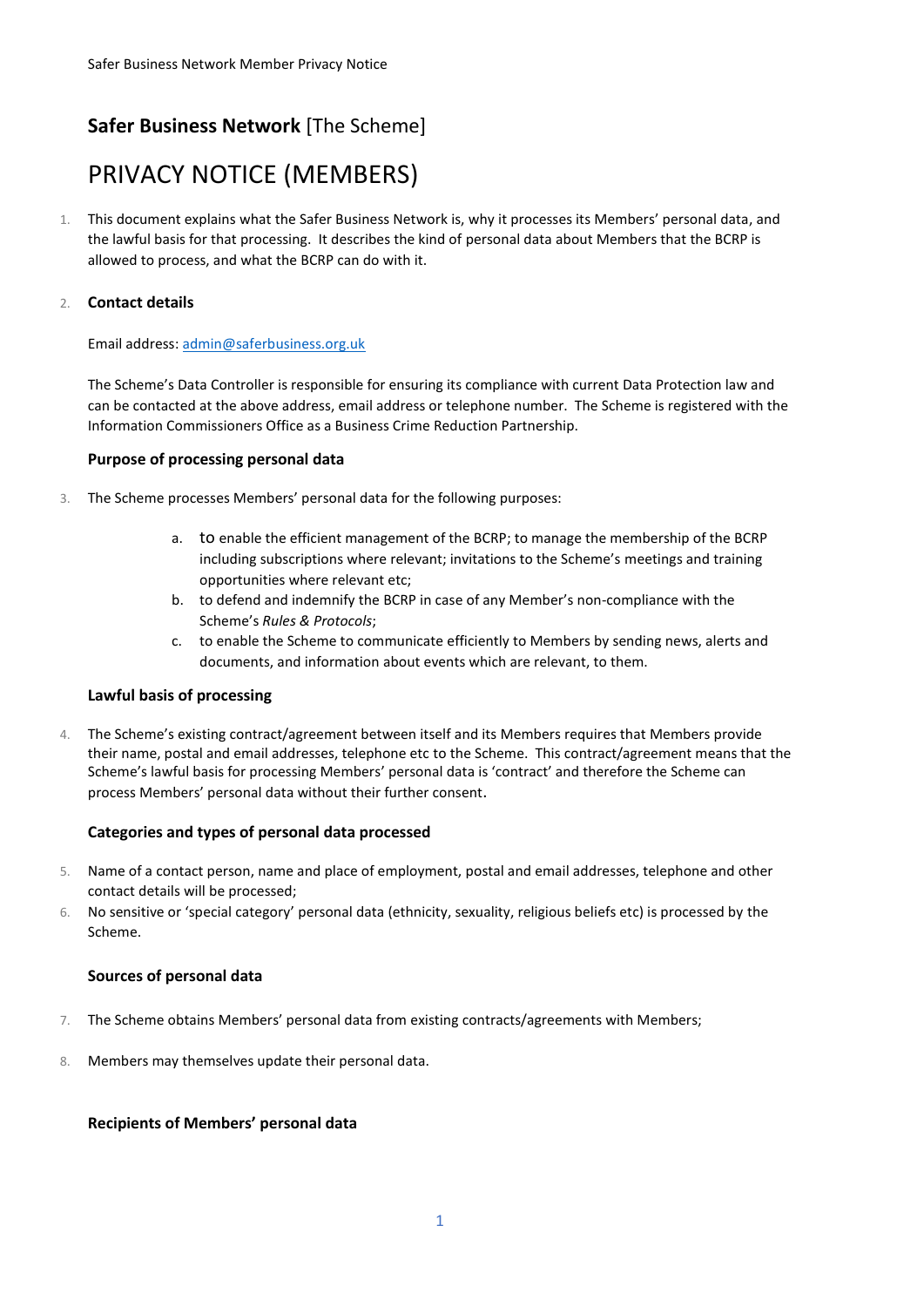## **Safer Business Network** [The Scheme]

# PRIVACY NOTICE (MEMBERS)

1. This document explains what the Safer Business Network is, why it processes its Members' personal data, and the lawful basis for that processing. It describes the kind of personal data about Members that the BCRP is allowed to process, and what the BCRP can do with it.

2. **Contact details**

   Email address: admin@saferbusiness.org.uk

   The Scheme's Data Controller is responsible for ensuring its compliance with current Data Protection law and can be contacted at the above address, email address or telephone number. The Scheme is registered with the Information Commissioners Office as a Business Crime Reduction Partnership.

### Purpose of processing personal data

3. The Scheme processes Members' personal data for the following purposes:

   a. to enable the efficient management of the BCRP; to manage the membership of the BCRP including subscriptions where relevant; invitations to the Scheme's meetings and training opportunities where relevant etc;
   b. to defend and indemnify the BCRP in case of any Member's non-compliance with the Scheme's *Rules & Protocols*;
   c. to enable the Scheme to communicate efficiently to Members by sending news, alerts and documents, and information about events which are relevant, to them.

### Lawful basis of processing

4. The Scheme's existing contract/agreement between itself and its Members requires that Members provide their name, postal and email addresses, telephone etc to the Scheme. This contract/agreement means that the Scheme's lawful basis for processing Members' personal data is 'contract' and therefore the Scheme can process Members' personal data without their further consent.

### Categories and types of personal data processed

5. Name of a contact person, name and place of employment, postal and email addresses, telephone and other contact details will be processed;
6. No sensitive or 'special category' personal data (ethnicity, sexuality, religious beliefs etc) is processed by the Scheme.

### Sources of personal data

7. The Scheme obtains Members' personal data from existing contracts/agreements with Members;

8. Members may themselves update their personal data.

### Recipients of Members' personal data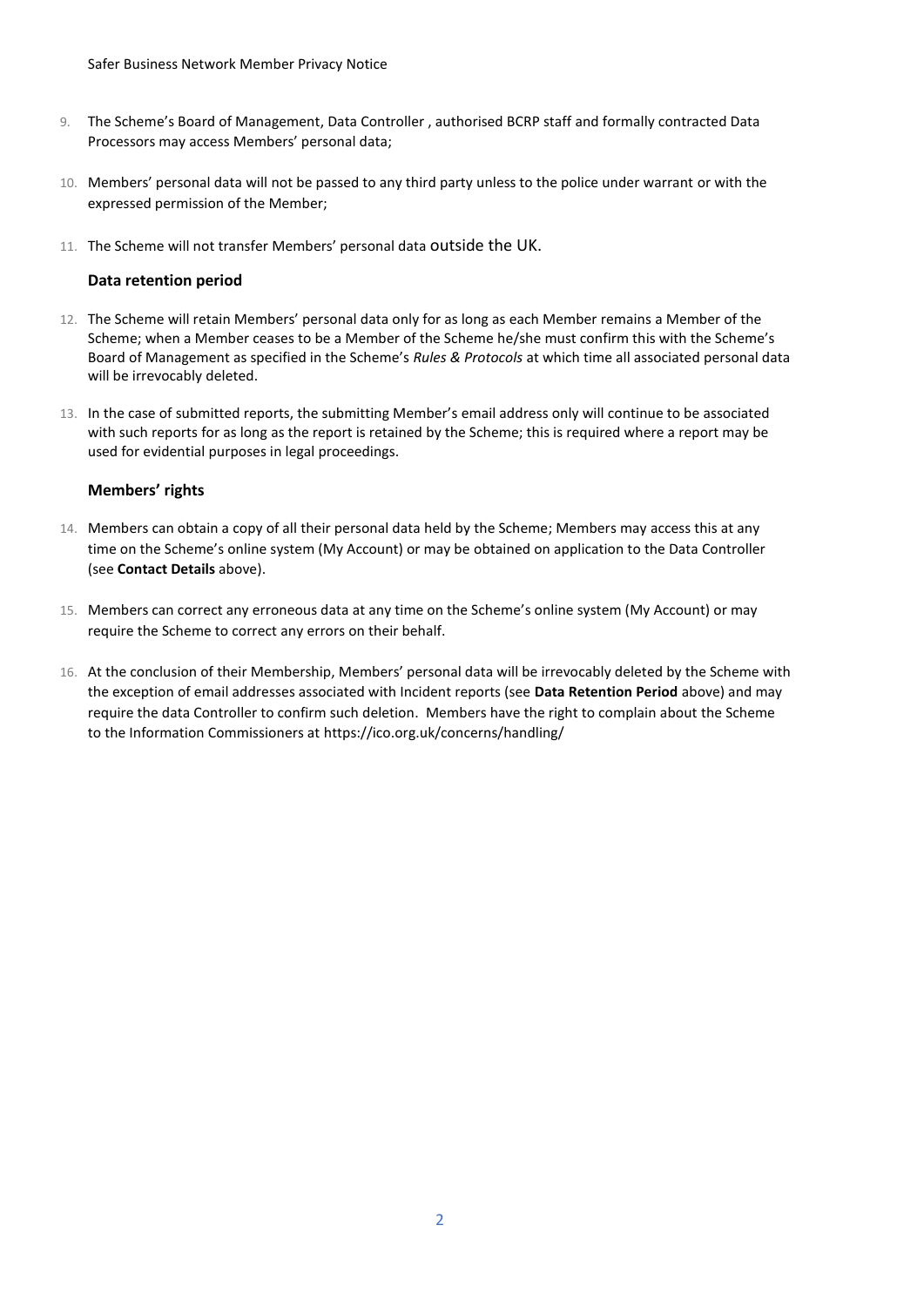9. The Scheme's Board of Management, Data Controller , authorised BCRP staff and formally contracted Data Processors may access Members' personal data;

10. Members' personal data will not be passed to any third party unless to the police under warrant or with the expressed permission of the Member;

11. The Scheme will not transfer Members' personal data outside the UK.

### Data retention period

12. The Scheme will retain Members' personal data only for as long as each Member remains a Member of the Scheme; when a Member ceases to be a Member of the Scheme he/she must confirm this with the Scheme's Board of Management as specified in the Scheme's *Rules & Protocols* at which time all associated personal data will be irrevocably deleted.

13. In the case of submitted reports, the submitting Member's email address only will continue to be associated with such reports for as long as the report is retained by the Scheme; this is required where a report may be used for evidential purposes in legal proceedings.

### Members' rights

14. Members can obtain a copy of all their personal data held by the Scheme; Members may access this at any time on the Scheme's online system (My Account) or may be obtained on application to the Data Controller (see **Contact Details** above).

15. Members can correct any erroneous data at any time on the Scheme's online system (My Account) or may require the Scheme to correct any errors on their behalf.

16. At the conclusion of their Membership, Members' personal data will be irrevocably deleted by the Scheme with the exception of email addresses associated with Incident reports (see **Data Retention Period** above) and may require the data Controller to confirm such deletion. Members have the right to complain about the Scheme to the Information Commissioners at https://ico.org.uk/concerns/handling/